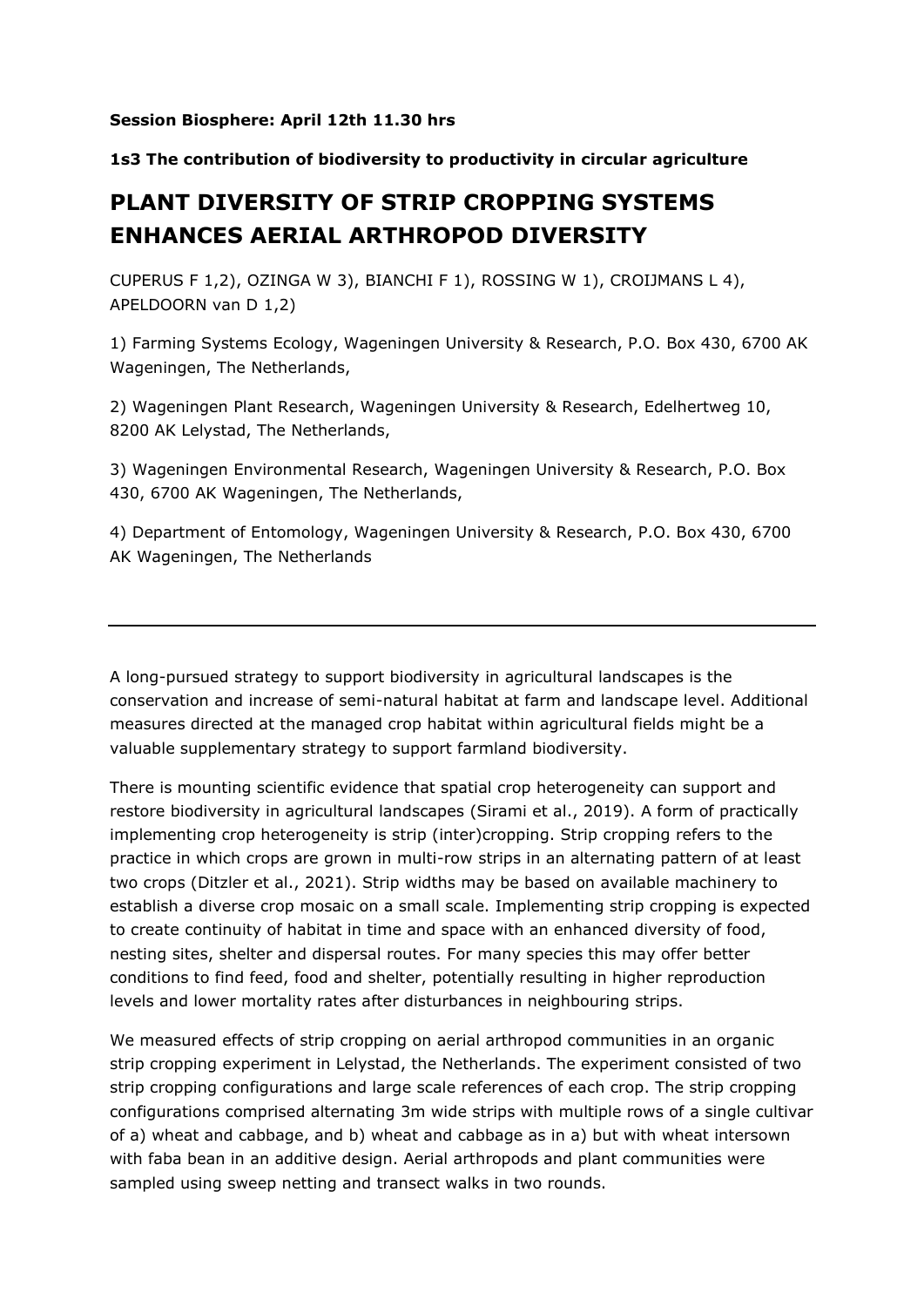**Session Biosphere: April 12th 11.30 hrs**

**1s3 The contribution of biodiversity to productivity in circular agriculture**

# PLANT DIVERSITY OF STRIP CROPPING SYSTEMS ENHANCES AERIAL ARTHROPOD DIVERSITY

CUPERUS F 1,2), OZINGA W 3), BIANCHI F 1), ROSSING W 1), CROIJMANS L 4), APELDOORN van D 1,2)

1) Farming Systems Ecology, Wageningen University & Research, P.O. Box 430, 6700 AK Wageningen, The Netherlands,

2) Wageningen Plant Research, Wageningen University & Research, Edelhertweg 10, 8200 AK Lelystad, The Netherlands,

3) Wageningen Environmental Research, Wageningen University & Research, P.O. Box 430, 6700 AK Wageningen, The Netherlands,

4) Department of Entomology, Wageningen University & Research, P.O. Box 430, 6700 AK Wageningen, The Netherlands

---

A long-pursued strategy to support biodiversity in agricultural landscapes is the conservation and increase of semi-natural habitat at farm and landscape level. Additional measures directed at the managed crop habitat within agricultural fields might be a valuable supplementary strategy to support farmland biodiversity.

There is mounting scientific evidence that spatial crop heterogeneity can support and restore biodiversity in agricultural landscapes (Sirami et al., 2019). A form of practically implementing crop heterogeneity is strip (inter)cropping. Strip cropping refers to the practice in which crops are grown in multi-row strips in an alternating pattern of at least two crops (Ditzler et al., 2021). Strip widths may be based on available machinery to establish a diverse crop mosaic on a small scale. Implementing strip cropping is expected to create continuity of habitat in time and space with an enhanced diversity of food, nesting sites, shelter and dispersal routes. For many species this may offer better conditions to find feed, food and shelter, potentially resulting in higher reproduction levels and lower mortality rates after disturbances in neighbouring strips.

We measured effects of strip cropping on aerial arthropod communities in an organic strip cropping experiment in Lelystad, the Netherlands. The experiment consisted of two strip cropping configurations and large scale references of each crop. The strip cropping configurations comprised alternating 3m wide strips with multiple rows of a single cultivar of a) wheat and cabbage, and b) wheat and cabbage as in a) but with wheat intersown with faba bean in an additive design. Aerial arthropods and plant communities were sampled using sweep netting and transect walks in two rounds.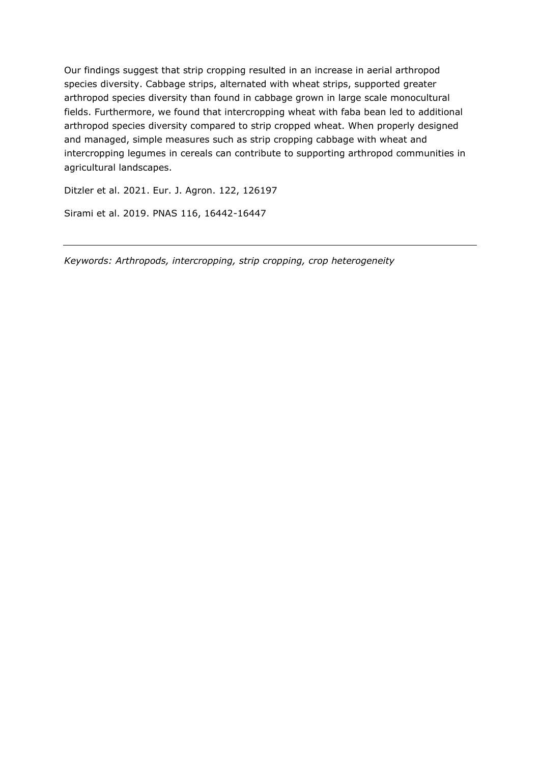Our findings suggest that strip cropping resulted in an increase in aerial arthropod species diversity. Cabbage strips, alternated with wheat strips, supported greater arthropod species diversity than found in cabbage grown in large scale monocultural fields. Furthermore, we found that intercropping wheat with faba bean led to additional arthropod species diversity compared to strip cropped wheat. When properly designed and managed, simple measures such as strip cropping cabbage with wheat and intercropping legumes in cereals can contribute to supporting arthropod communities in agricultural landscapes.

Ditzler et al. 2021. Eur. J. Agron. 122, 126197

Sirami et al. 2019. PNAS 116, 16442-16447

---

*Keywords: Arthropods, intercropping, strip cropping, crop heterogeneity*